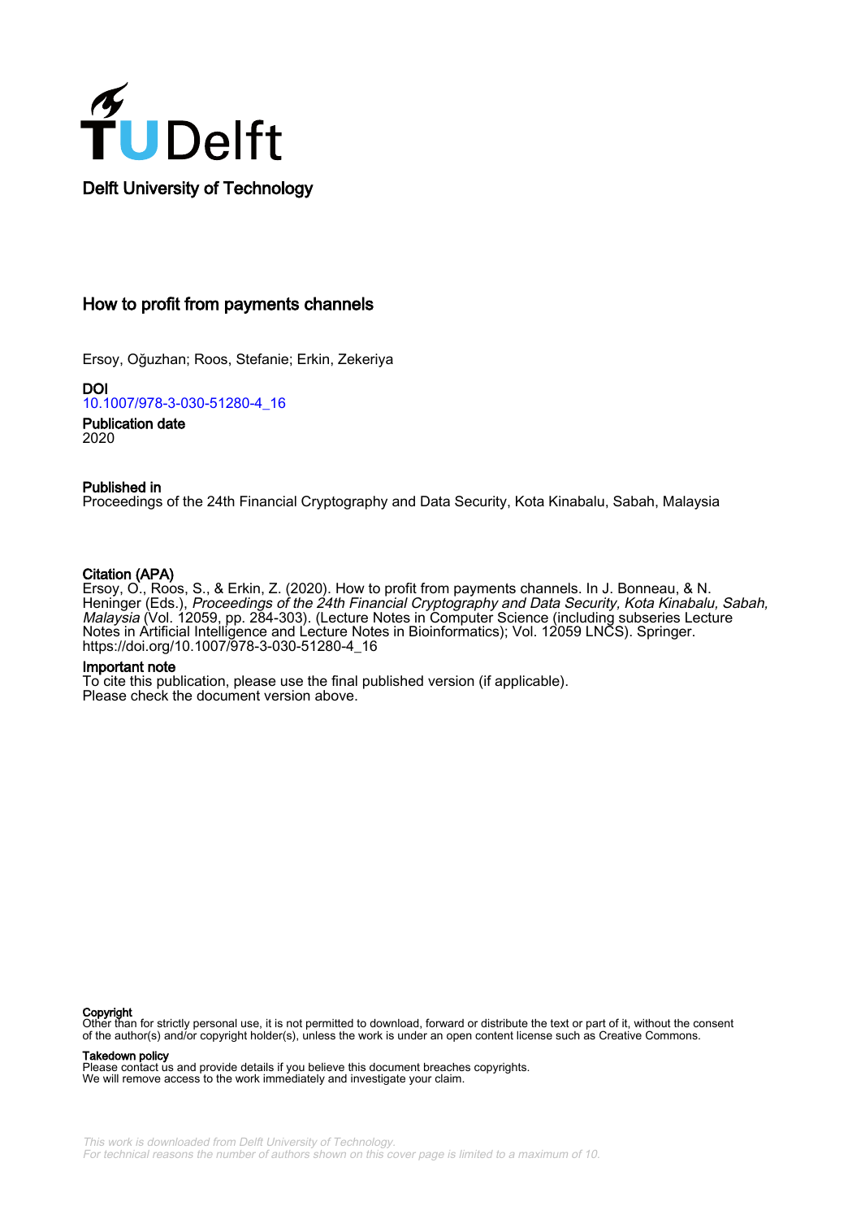Delft University of Technology

# How to profit from payments channels

Ersoy, Oğuzhan; Roos, Stefanie; Erkin, Zekeriya

**DOI**
10.1007/978-3-030-51280-4_16

**Publication date**
2020

**Published in**
Proceedings of the 24th Financial Cryptography and Data Security, Kota Kinabalu, Sabah, Malaysia

**Citation (APA)**
Ersoy, O., Roos, S., & Erkin, Z. (2020). How to profit from payments channels. In J. Bonneau, & N. Heninger (Eds.), *Proceedings of the 24th Financial Cryptography and Data Security, Kota Kinabalu, Sabah, Malaysia* (Vol. 12059, pp. 284-303). (Lecture Notes in Computer Science (including subseries Lecture Notes in Artificial Intelligence and Lecture Notes in Bioinformatics); Vol. 12059 LNCS). Springer. https://doi.org/10.1007/978-3-030-51280-4_16

**Important note**
To cite this publication, please use the final published version (if applicable).
Please check the document version above.

**Copyright**
Other than for strictly personal use, it is not permitted to download, forward or distribute the text or part of it, without the consent of the author(s) and/or copyright holder(s), unless the work is under an open content license such as Creative Commons.

**Takedown policy**
Please contact us and provide details if you believe this document breaches copyrights.
We will remove access to the work immediately and investigate your claim.

*This work is downloaded from Delft University of Technology.*
*For technical reasons the number of authors shown on this cover page is limited to a maximum of 10.*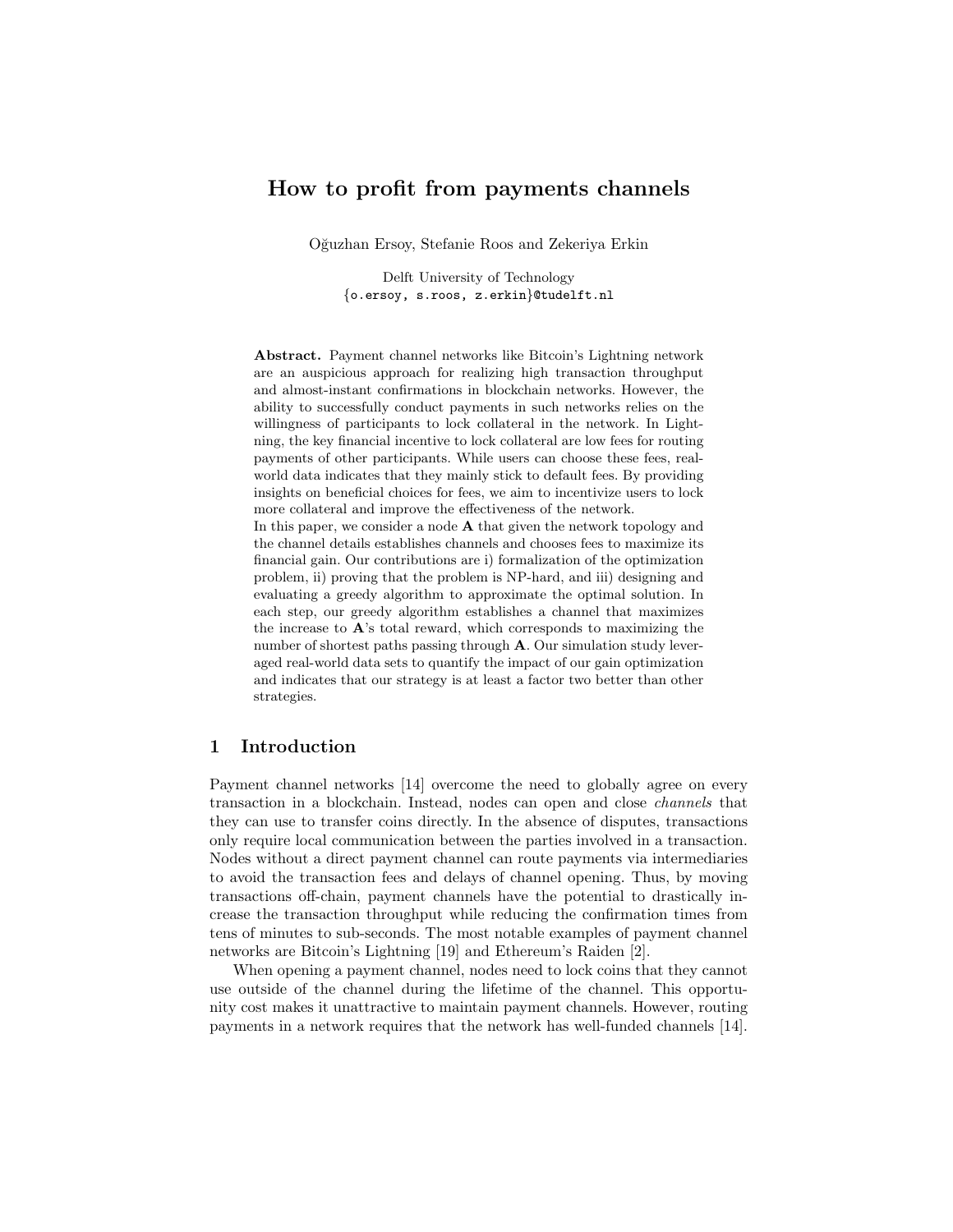# How to profit from payments channels

Oğuzhan Ersoy, Stefanie Roos and Zekeriya Erkin

Delft University of Technology  
{o.ersoy, s.roos, z.erkin}@tudelft.nl

**Abstract.** Payment channel networks like Bitcoin's Lightning network are an auspicious approach for realizing high transaction throughput and almost-instant confirmations in blockchain networks. However, the ability to successfully conduct payments in such networks relies on the willingness of participants to lock collateral in the network. In Lightning, the key financial incentive to lock collateral are low fees for routing payments of other participants. While users can choose these fees, real-world data indicates that they mainly stick to default fees. By providing insights on beneficial choices for fees, we aim to incentivize users to lock more collateral and improve the effectiveness of the network.

In this paper, we consider a node **A** that given the network topology and the channel details establishes channels and chooses fees to maximize its financial gain. Our contributions are i) formalization of the optimization problem, ii) proving that the problem is NP-hard, and iii) designing and evaluating a greedy algorithm to approximate the optimal solution. In each step, our greedy algorithm establishes a channel that maximizes the increase to **A**'s total reward, which corresponds to maximizing the number of shortest paths passing through **A**. Our simulation study leveraged real-world data sets to quantify the impact of our gain optimization and indicates that our strategy is at least a factor two better than other strategies.

## 1 Introduction

Payment channel networks [14] overcome the need to globally agree on every transaction in a blockchain. Instead, nodes can open and close *channels* that they can use to transfer coins directly. In the absence of disputes, transactions only require local communication between the parties involved in a transaction. Nodes without a direct payment channel can route payments via intermediaries to avoid the transaction fees and delays of channel opening. Thus, by moving transactions off-chain, payment channels have the potential to drastically increase the transaction throughput while reducing the confirmation times from tens of minutes to sub-seconds. The most notable examples of payment channel networks are Bitcoin's Lightning [19] and Ethereum's Raiden [2].

When opening a payment channel, nodes need to lock coins that they cannot use outside of the channel during the lifetime of the channel. This opportunity cost makes it unattractive to maintain payment channels. However, routing payments in a network requires that the network has well-funded channels [14].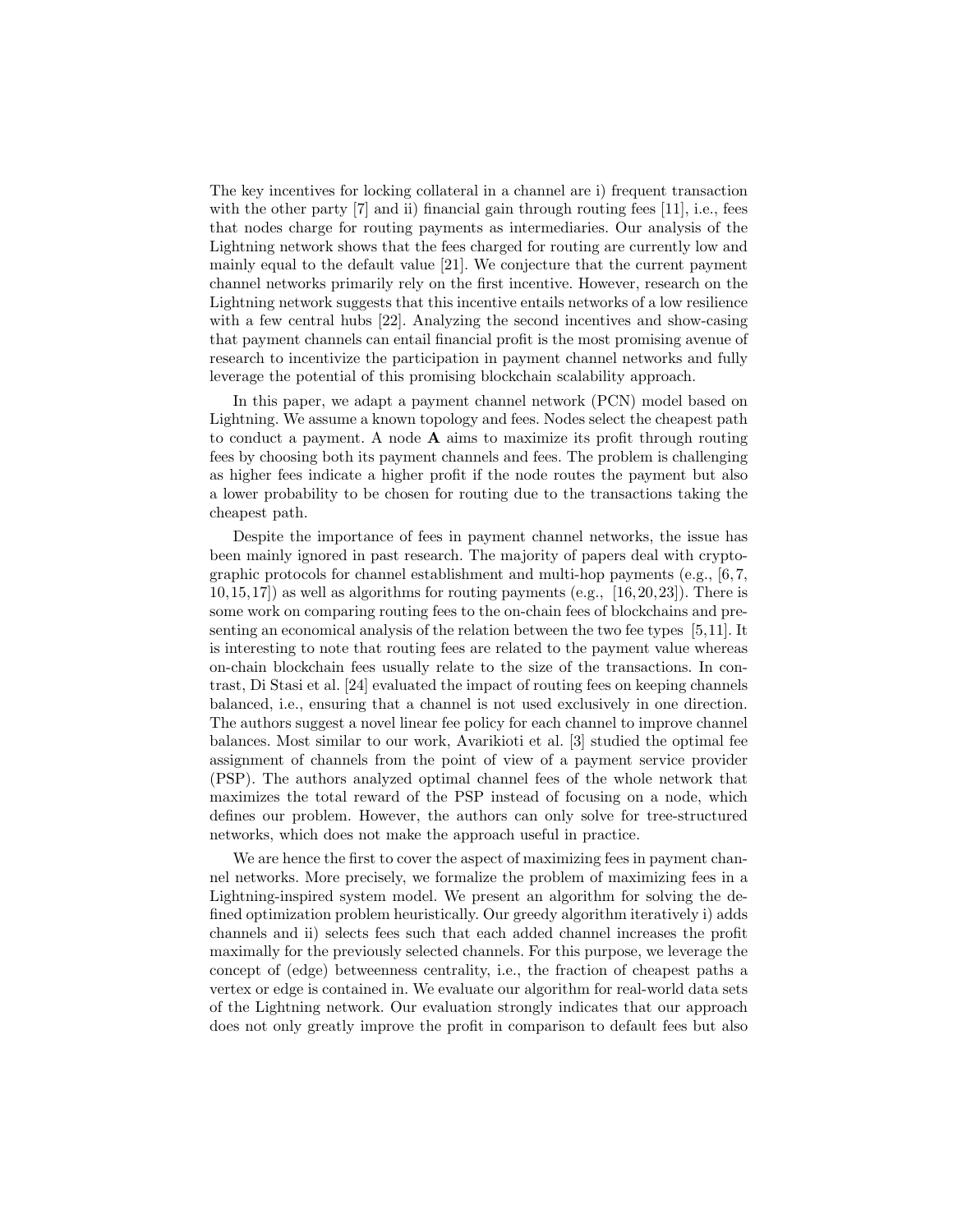The key incentives for locking collateral in a channel are i) frequent transaction with the other party [7] and ii) financial gain through routing fees [11], i.e., fees that nodes charge for routing payments as intermediaries. Our analysis of the Lightning network shows that the fees charged for routing are currently low and mainly equal to the default value [21]. We conjecture that the current payment channel networks primarily rely on the first incentive. However, research on the Lightning network suggests that this incentive entails networks of a low resilience with a few central hubs [22]. Analyzing the second incentives and show-casing that payment channels can entail financial profit is the most promising avenue of research to incentivize the participation in payment channel networks and fully leverage the potential of this promising blockchain scalability approach.

In this paper, we adapt a payment channel network (PCN) model based on Lightning. We assume a known topology and fees. Nodes select the cheapest path to conduct a payment. A node **A** aims to maximize its profit through routing fees by choosing both its payment channels and fees. The problem is challenging as higher fees indicate a higher profit if the node routes the payment but also a lower probability to be chosen for routing due to the transactions taking the cheapest path.

Despite the importance of fees in payment channel networks, the issue has been mainly ignored in past research. The majority of papers deal with cryptographic protocols for channel establishment and multi-hop payments (e.g., [6,7, 10,15,17]) as well as algorithms for routing payments (e.g., [16,20,23]). There is some work on comparing routing fees to the on-chain fees of blockchains and presenting an economical analysis of the relation between the two fee types [5,11]. It is interesting to note that routing fees are related to the payment value whereas on-chain blockchain fees usually relate to the size of the transactions. In contrast, Di Stasi et al. [24] evaluated the impact of routing fees on keeping channels balanced, i.e., ensuring that a channel is not used exclusively in one direction. The authors suggest a novel linear fee policy for each channel to improve channel balances. Most similar to our work, Avarikioti et al. [3] studied the optimal fee assignment of channels from the point of view of a payment service provider (PSP). The authors analyzed optimal channel fees of the whole network that maximizes the total reward of the PSP instead of focusing on a node, which defines our problem. However, the authors can only solve for tree-structured networks, which does not make the approach useful in practice.

We are hence the first to cover the aspect of maximizing fees in payment channel networks. More precisely, we formalize the problem of maximizing fees in a Lightning-inspired system model. We present an algorithm for solving the defined optimization problem heuristically. Our greedy algorithm iteratively i) adds channels and ii) selects fees such that each added channel increases the profit maximally for the previously selected channels. For this purpose, we leverage the concept of (edge) betweenness centrality, i.e., the fraction of cheapest paths a vertex or edge is contained in. We evaluate our algorithm for real-world data sets of the Lightning network. Our evaluation strongly indicates that our approach does not only greatly improve the profit in comparison to default fees but also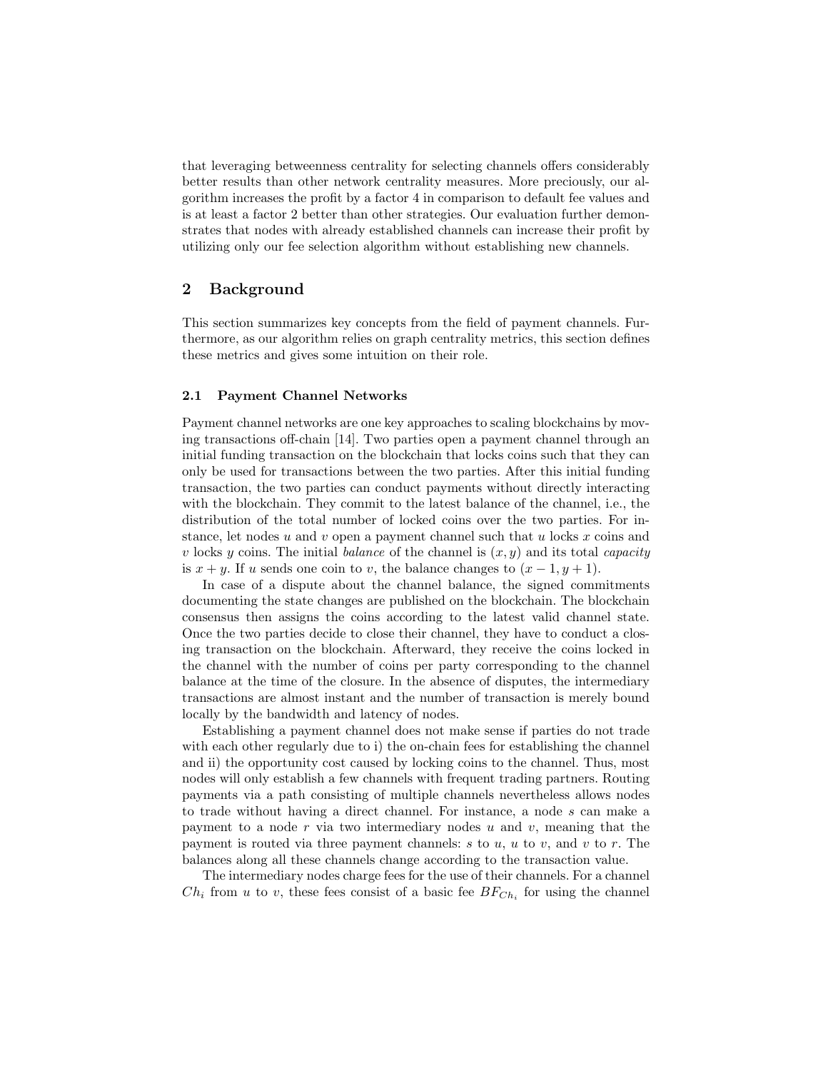that leveraging betweenness centrality for selecting channels offers considerably better results than other network centrality measures. More preciously, our algorithm increases the profit by a factor 4 in comparison to default fee values and is at least a factor 2 better than other strategies. Our evaluation further demonstrates that nodes with already established channels can increase their profit by utilizing only our fee selection algorithm without establishing new channels.

## 2 Background

This section summarizes key concepts from the field of payment channels. Furthermore, as our algorithm relies on graph centrality metrics, this section defines these metrics and gives some intuition on their role.

### 2.1 Payment Channel Networks

Payment channel networks are one key approaches to scaling blockchains by moving transactions off-chain [14]. Two parties open a payment channel through an initial funding transaction on the blockchain that locks coins such that they can only be used for transactions between the two parties. After this initial funding transaction, the two parties can conduct payments without directly interacting with the blockchain. They commit to the latest balance of the channel, i.e., the distribution of the total number of locked coins over the two parties. For instance, let nodes $u$ and $v$ open a payment channel such that $u$ locks $x$ coins and $v$ locks $y$ coins. The initial *balance* of the channel is $(x, y)$ and its total *capacity* is $x + y$. If $u$ sends one coin to $v$, the balance changes to $(x - 1, y + 1)$.

In case of a dispute about the channel balance, the signed commitments documenting the state changes are published on the blockchain. The blockchain consensus then assigns the coins according to the latest valid channel state. Once the two parties decide to close their channel, they have to conduct a closing transaction on the blockchain. Afterward, they receive the coins locked in the channel with the number of coins per party corresponding to the channel balance at the time of the closure. In the absence of disputes, the intermediary transactions are almost instant and the number of transaction is merely bound locally by the bandwidth and latency of nodes.

Establishing a payment channel does not make sense if parties do not trade with each other regularly due to i) the on-chain fees for establishing the channel and ii) the opportunity cost caused by locking coins to the channel. Thus, most nodes will only establish a few channels with frequent trading partners. Routing payments via a path consisting of multiple channels nevertheless allows nodes to trade without having a direct channel. For instance, a node $s$ can make a payment to a node $r$ via two intermediary nodes $u$ and $v$, meaning that the payment is routed via three payment channels: $s$ to $u$, $u$ to $v$, and $v$ to $r$. The balances along all these channels change according to the transaction value.

The intermediary nodes charge fees for the use of their channels. For a channel $Ch_i$ from $u$ to $v$, these fees consist of a basic fee $BF_{Ch_i}$ for using the channel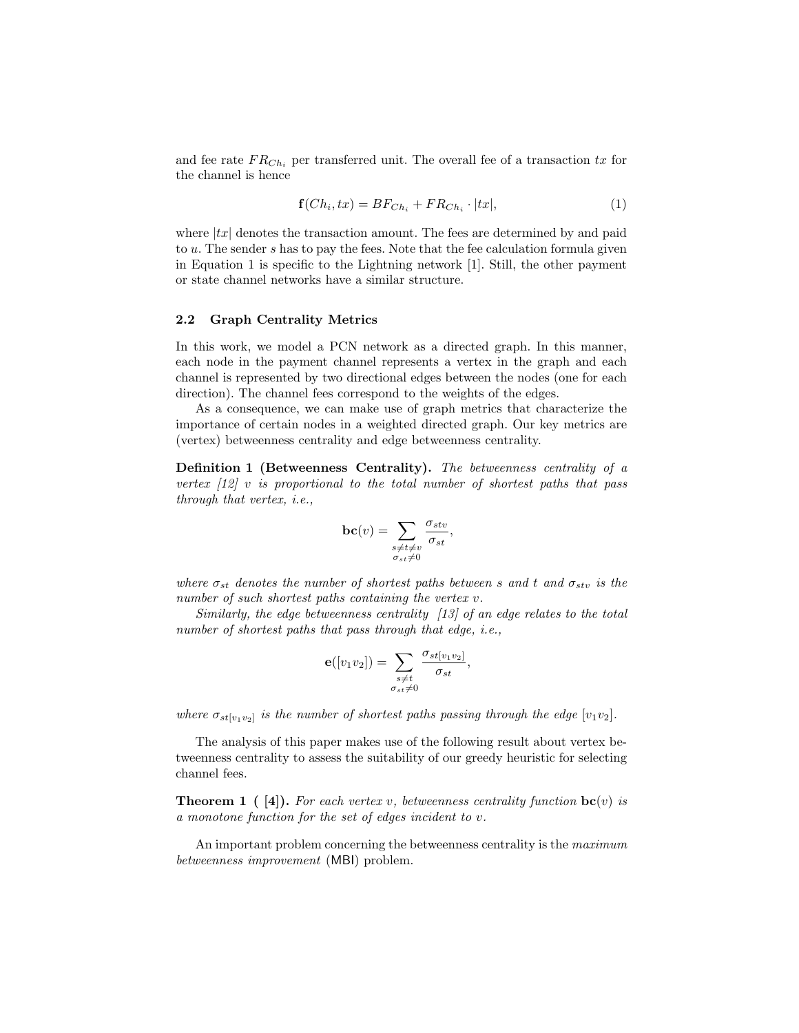and fee rate $FR_{Ch_i}$ per transferred unit. The overall fee of a transaction $tx$ for the channel is hence

$$\mathbf{f}(Ch_i, tx) = BF_{Ch_i} + FR_{Ch_i} \cdot |tx|, \tag{1}$$

where $|tx|$ denotes the transaction amount. The fees are determined by and paid to $u$. The sender $s$ has to pay the fees. Note that the fee calculation formula given in Equation 1 is specific to the Lightning network [1]. Still, the other payment or state channel networks have a similar structure.

### 2.2 Graph Centrality Metrics

In this work, we model a PCN network as a directed graph. In this manner, each node in the payment channel represents a vertex in the graph and each channel is represented by two directional edges between the nodes (one for each direction). The channel fees correspond to the weights of the edges.

As a consequence, we can make use of graph metrics that characterize the importance of certain nodes in a weighted directed graph. Our key metrics are (vertex) betweenness centrality and edge betweenness centrality.

**Definition 1 (Betweenness Centrality).** *The betweenness centrality of a vertex [12] $v$ is proportional to the total number of shortest paths that pass through that vertex, i.e.,*

$$\mathbf{bc}(v) = \sum_{\substack{s \neq t \neq v \\ \sigma_{st} \neq 0}} \frac{\sigma_{stv}}{\sigma_{st}},$$

*where $\sigma_{st}$ denotes the number of shortest paths between $s$ and $t$ and $\sigma_{stv}$ is the number of such shortest paths containing the vertex $v$.*

*Similarly, the edge betweenness centrality [13] of an edge relates to the total number of shortest paths that pass through that edge, i.e.,*

$$\mathbf{e}([v_1 v_2]) = \sum_{\substack{s \neq t \\ \sigma_{st} \neq 0}} \frac{\sigma_{st[v_1 v_2]}}{\sigma_{st}},$$

*where $\sigma_{st[v_1 v_2]}$ is the number of shortest paths passing through the edge $[v_1 v_2]$.*

The analysis of this paper makes use of the following result about vertex betweenness centrality to assess the suitability of our greedy heuristic for selecting channel fees.

**Theorem 1 ( [4]).** *For each vertex $v$, betweenness centrality function $\mathbf{bc}(v)$ is a monotone function for the set of edges incident to $v$.*

An important problem concerning the betweenness centrality is the *maximum betweenness improvement* (MBI) problem.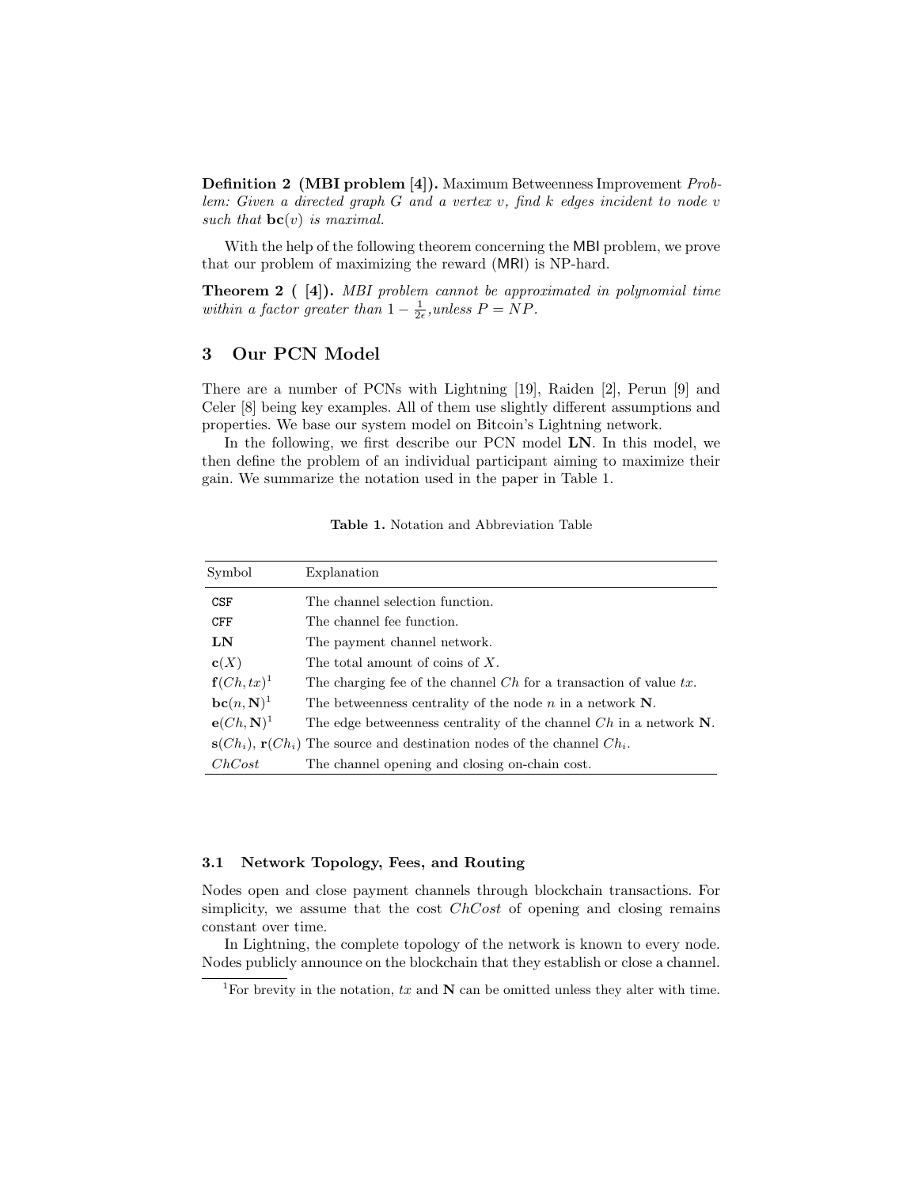**Definition 2 (MBI problem [4]).** Maximum Betweenness Improvement *Problem: Given a directed graph $G$ and a vertex $v$, find $k$ edges incident to node $v$ such that $\mathbf{bc}(v)$ is maximal.*

With the help of the following theorem concerning the MBI problem, we prove that our problem of maximizing the reward (MRI) is NP-hard.

**Theorem 2 ( [4]).** *MBI problem cannot be approximated in polynomial time within a factor greater than $1 - \frac{1}{2\epsilon}$,unless $P = NP$.*

## 3 Our PCN Model

There are a number of PCNs with Lightning [19], Raiden [2], Perun [9] and Celer [8] being key examples. All of them use slightly different assumptions and properties. We base our system model on Bitcoin's Lightning network.

In the following, we first describe our PCN model **LN**. In this model, we then define the problem of an individual participant aiming to maximize their gain. We summarize the notation used in the paper in Table 1.

**Table 1.** Notation and Abbreviation Table

| Symbol | Explanation |
|---|---|
| CSF | The channel selection function. |
| CFF | The channel fee function. |
| **LN** | The payment channel network. |
| $\mathbf{c}(X)$ | The total amount of coins of $X$. |
| $\mathbf{f}(Ch, tx)$[1] | The charging fee of the channel $Ch$ for a transaction of value $tx$. |
| $\mathbf{bc}(n, \mathbf{N})$[1] | The betweenness centrality of the node $n$ in a network $\mathbf{N}$. |
| $\mathbf{e}(Ch, \mathbf{N})$[1] | The edge betweenness centrality of the channel $Ch$ in a network $\mathbf{N}$. |
| $\mathbf{s}(Ch_i)$, $\mathbf{r}(Ch_i)$ | The source and destination nodes of the channel $Ch_i$. |
| $ChCost$ | The channel opening and closing on-chain cost. |

### 3.1 Network Topology, Fees, and Routing

Nodes open and close payment channels through blockchain transactions. For simplicity, we assume that the cost $ChCost$ of opening and closing remains constant over time.

In Lightning, the complete topology of the network is known to every node. Nodes publicly announce on the blockchain that they establish or close a channel.

[1]For brevity in the notation, $tx$ and $\mathbf{N}$ can be omitted unless they alter with time.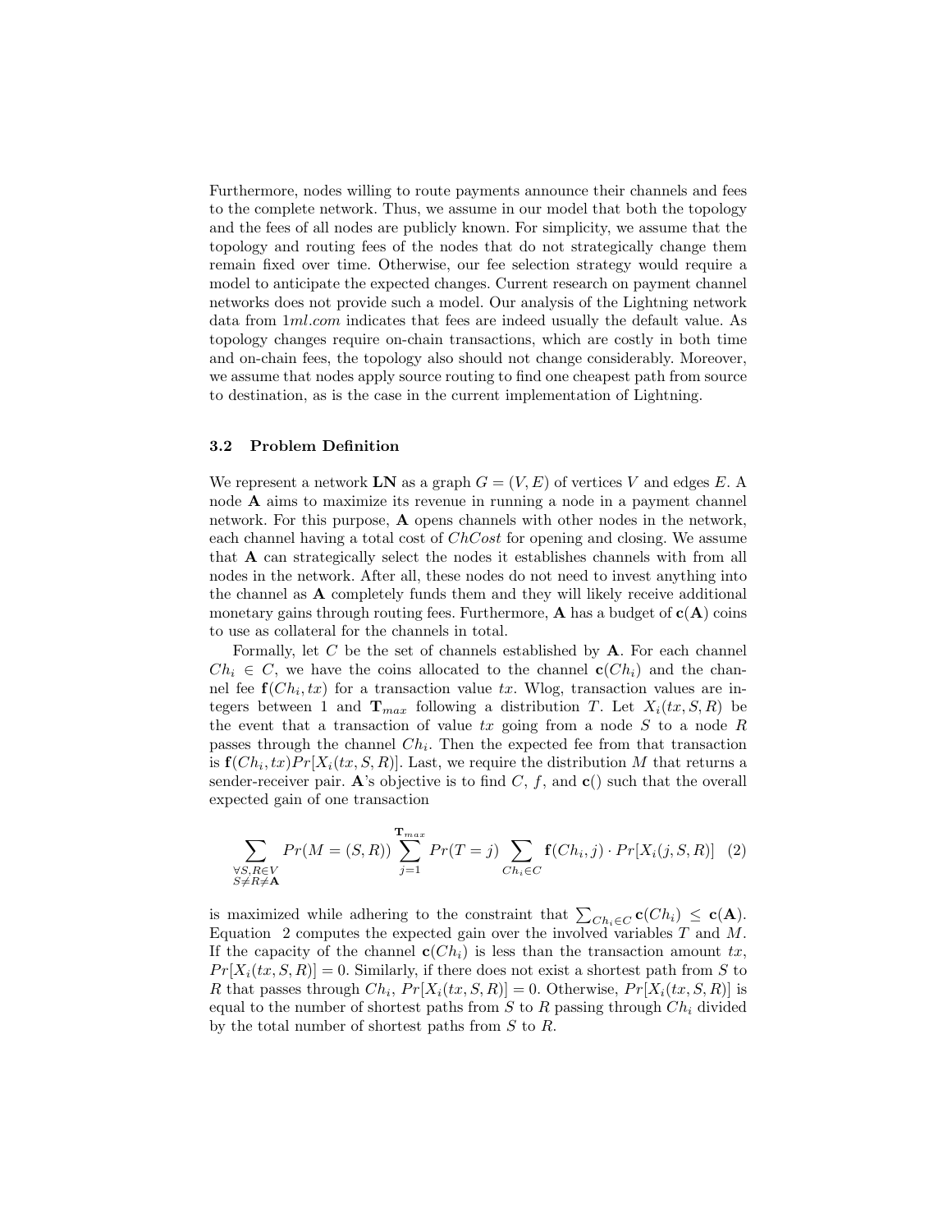Furthermore, nodes willing to route payments announce their channels and fees to the complete network. Thus, we assume in our model that both the topology and the fees of all nodes are publicly known. For simplicity, we assume that the topology and routing fees of the nodes that do not strategically change them remain fixed over time. Otherwise, our fee selection strategy would require a model to anticipate the expected changes. Current research on payment channel networks does not provide such a model. Our analysis of the Lightning network data from 1*ml.com* indicates that fees are indeed usually the default value. As topology changes require on-chain transactions, which are costly in both time and on-chain fees, the topology also should not change considerably. Moreover, we assume that nodes apply source routing to find one cheapest path from source to destination, as is the case in the current implementation of Lightning.

### 3.2 Problem Definition

We represent a network **LN** as a graph $G = (V, E)$ of vertices $V$ and edges $E$. A node **A** aims to maximize its revenue in running a node in a payment channel network. For this purpose, **A** opens channels with other nodes in the network, each channel having a total cost of $ChCost$ for opening and closing. We assume that **A** can strategically select the nodes it establishes channels with from all nodes in the network. After all, these nodes do not need to invest anything into the channel as **A** completely funds them and they will likely receive additional monetary gains through routing fees. Furthermore, **A** has a budget of $\mathbf{c}(\mathbf{A})$ coins to use as collateral for the channels in total.

Formally, let $C$ be the set of channels established by **A**. For each channel $Ch_i \in C$, we have the coins allocated to the channel $\mathbf{c}(Ch_i)$ and the channel fee $\mathbf{f}(Ch_i, tx)$ for a transaction value $tx$. Wlog, transaction values are integers between 1 and $\mathbf{T}_{max}$ following a distribution $T$. Let $X_i(tx, S, R)$ be the event that a transaction of value $tx$ going from a node $S$ to a node $R$ passes through the channel $Ch_i$. Then the expected fee from that transaction is $\mathbf{f}(Ch_i, tx)Pr[X_i(tx, S, R)]$. Last, we require the distribution $M$ that returns a sender-receiver pair. **A**'s objective is to find $C$, $f$, and $\mathbf{c}()$ such that the overall expected gain of one transaction

$$\sum_{\substack{\forall S,R \in V \\ S \neq R \neq \mathbf{A}}} Pr(M = (S, R)) \sum_{j=1}^{\mathbf{T}_{max}} Pr(T = j) \sum_{Ch_i \in C} \mathbf{f}(Ch_i, j) \cdot Pr[X_i(j, S, R)] \quad (2)$$

is maximized while adhering to the constraint that $\sum_{Ch_i \in C} \mathbf{c}(Ch_i) \leq \mathbf{c}(\mathbf{A})$. Equation 2 computes the expected gain over the involved variables $T$ and $M$. If the capacity of the channel $\mathbf{c}(Ch_i)$ is less than the transaction amount $tx$, $Pr[X_i(tx, S, R)] = 0$. Similarly, if there does not exist a shortest path from $S$ to $R$ that passes through $Ch_i$, $Pr[X_i(tx, S, R)] = 0$. Otherwise, $Pr[X_i(tx, S, R)]$ is equal to the number of shortest paths from $S$ to $R$ passing through $Ch_i$ divided by the total number of shortest paths from $S$ to $R$.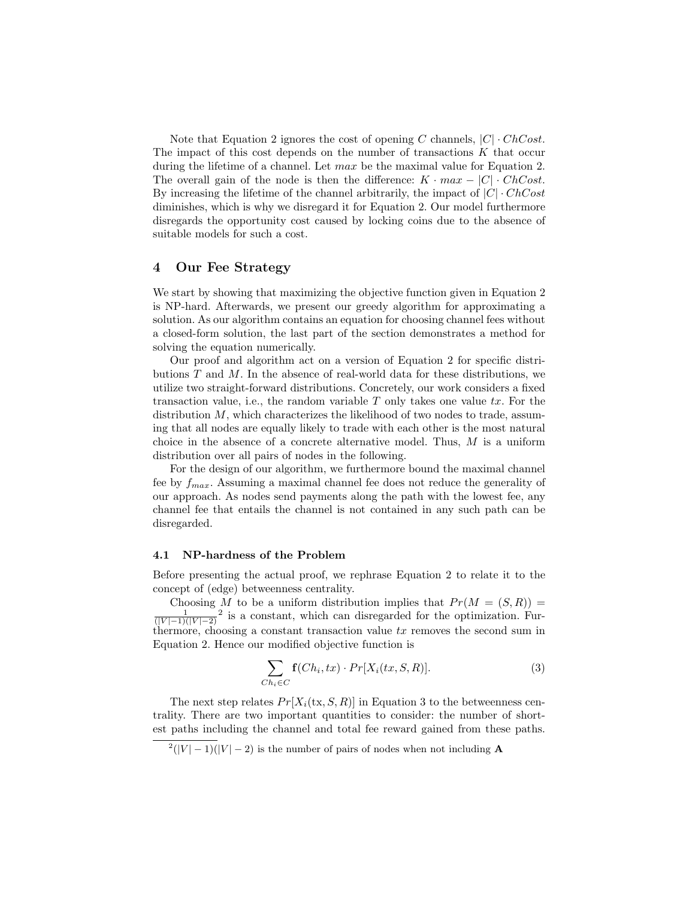Note that Equation 2 ignores the cost of opening $C$ channels, $|C| \cdot ChCost$. The impact of this cost depends on the number of transactions $K$ that occur during the lifetime of a channel. Let $max$ be the maximal value for Equation 2. The overall gain of the node is then the difference: $K \cdot max - |C| \cdot ChCost$. By increasing the lifetime of the channel arbitrarily, the impact of $|C| \cdot ChCost$ diminishes, which is why we disregard it for Equation 2. Our model furthermore disregards the opportunity cost caused by locking coins due to the absence of suitable models for such a cost.

## 4 Our Fee Strategy

We start by showing that maximizing the objective function given in Equation 2 is NP-hard. Afterwards, we present our greedy algorithm for approximating a solution. As our algorithm contains an equation for choosing channel fees without a closed-form solution, the last part of the section demonstrates a method for solving the equation numerically.

Our proof and algorithm act on a version of Equation 2 for specific distributions $T$ and $M$. In the absence of real-world data for these distributions, we utilize two straight-forward distributions. Concretely, our work considers a fixed transaction value, i.e., the random variable $T$ only takes one value $tx$. For the distribution $M$, which characterizes the likelihood of two nodes to trade, assuming that all nodes are equally likely to trade with each other is the most natural choice in the absence of a concrete alternative model. Thus, $M$ is a uniform distribution over all pairs of nodes in the following.

For the design of our algorithm, we furthermore bound the maximal channel fee by $f_{max}$. Assuming a maximal channel fee does not reduce the generality of our approach. As nodes send payments along the path with the lowest fee, any channel fee that entails the channel is not contained in any such path can be disregarded.

### 4.1 NP-hardness of the Problem

Before presenting the actual proof, we rephrase Equation 2 to relate it to the concept of (edge) betweenness centrality.

Choosing $M$ to be a uniform distribution implies that $Pr(M = (S, R)) = \frac{1}{(|V|-1)(|V|-2)}$[2] is a constant, which can disregarded for the optimization. Furthermore, choosing a constant transaction value $tx$ removes the second sum in Equation 2. Hence our modified objective function is

$$\sum_{Ch_i \in C} \mathbf{f}(Ch_i, tx) \cdot Pr[X_i(tx, S, R)]. \tag{3}$$

The next step relates $Pr[X_i(\text{tx}, S, R)]$ in Equation 3 to the betweenness centrality. There are two important quantities to consider: the number of shortest paths including the channel and total fee reward gained from these paths.

[2] $(|V| - 1)(|V| - 2)$ is the number of pairs of nodes when not including $\mathbf{A}$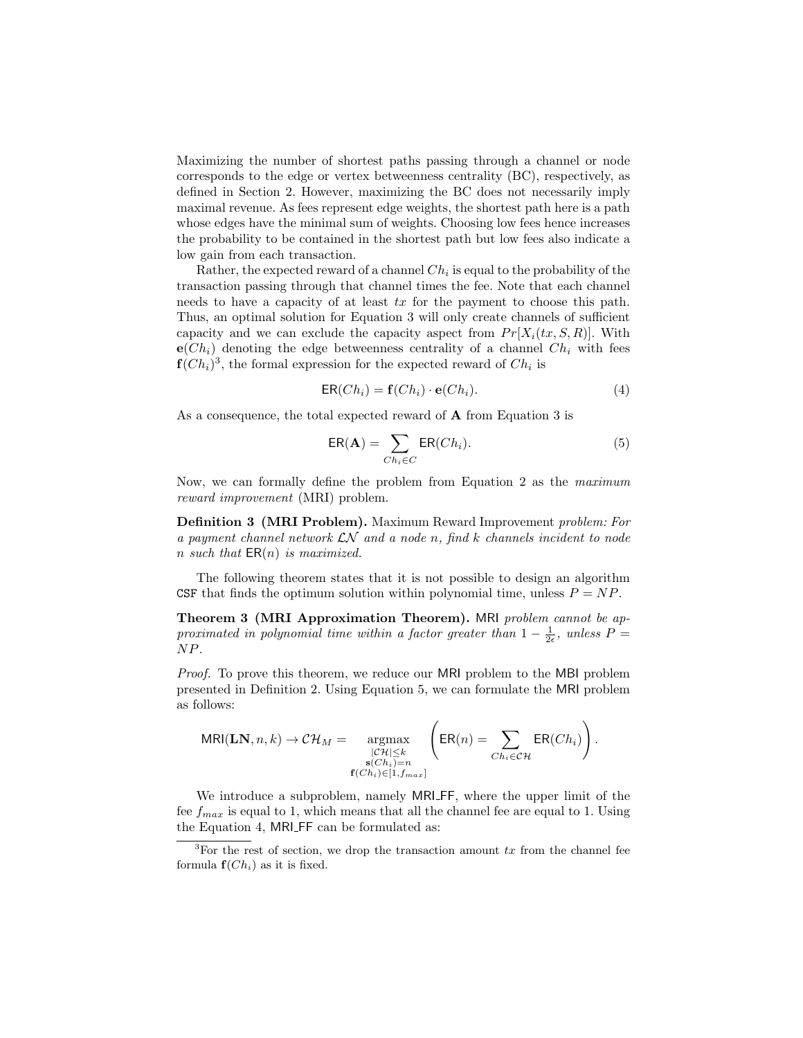Maximizing the number of shortest paths passing through a channel or node corresponds to the edge or vertex betweenness centrality (BC), respectively, as defined in Section 2. However, maximizing the BC does not necessarily imply maximal revenue. As fees represent edge weights, the shortest path here is a path whose edges have the minimal sum of weights. Choosing low fees hence increases the probability to be contained in the shortest path but low fees also indicate a low gain from each transaction.

Rather, the expected reward of a channel $Ch_i$ is equal to the probability of the transaction passing through that channel times the fee. Note that each channel needs to have a capacity of at least $tx$ for the payment to choose this path. Thus, an optimal solution for Equation 3 will only create channels of sufficient capacity and we can exclude the capacity aspect from $Pr[X_i(tx, S, R)]$. With $\mathbf{e}(Ch_i)$ denoting the edge betweenness centrality of a channel $Ch_i$ with fees $\mathbf{f}(Ch_i)^3$, the formal expression for the expected reward of $Ch_i$ is

$$\mathsf{ER}(Ch_i) = \mathbf{f}(Ch_i) \cdot \mathbf{e}(Ch_i). \tag{4}$$

As a consequence, the total expected reward of $\mathbf{A}$ from Equation 3 is

$$\mathsf{ER}(\mathbf{A}) = \sum_{Ch_i \in C} \mathsf{ER}(Ch_i). \tag{5}$$

Now, we can formally define the problem from Equation 2 as the *maximum reward improvement* (MRI) problem.

**Definition 3 (MRI Problem).** Maximum Reward Improvement *problem: For a payment channel network $\mathcal{LN}$ and a node $n$, find $k$ channels incident to node $n$ such that $\mathsf{ER}(n)$ is maximized.*

The following theorem states that it is not possible to design an algorithm CSF that finds the optimum solution within polynomial time, unless $P = NP$.

**Theorem 3 (MRI Approximation Theorem).** MRI *problem cannot be approximated in polynomial time within a factor greater than $1 - \frac{1}{2\epsilon}$, unless $P = NP$.*

*Proof.* To prove this theorem, we reduce our MRI problem to the MBI problem presented in Definition 2. Using Equation 5, we can formulate the MRI problem as follows:

$$\mathsf{MRI}(\mathbf{LN}, n, k) \rightarrow \mathcal{CH}_M = \underset{\substack{|\mathcal{CH}| \leq k \\ \mathbf{s}(Ch_i) = n \\ \mathbf{f}(Ch_i) \in [1, f_{max}]}}{\operatorname{argmax}} \left( \mathsf{ER}(n) = \sum_{Ch_i \in \mathcal{CH}} \mathsf{ER}(Ch_i) \right).$$

We introduce a subproblem, namely MRI_FF, where the upper limit of the fee $f_{max}$ is equal to 1, which means that all the channel fee are equal to 1. Using the Equation 4, MRI_FF can be formulated as:

---

[3] For the rest of section, we drop the transaction amount $tx$ from the channel fee formula $\mathbf{f}(Ch_i)$ as it is fixed.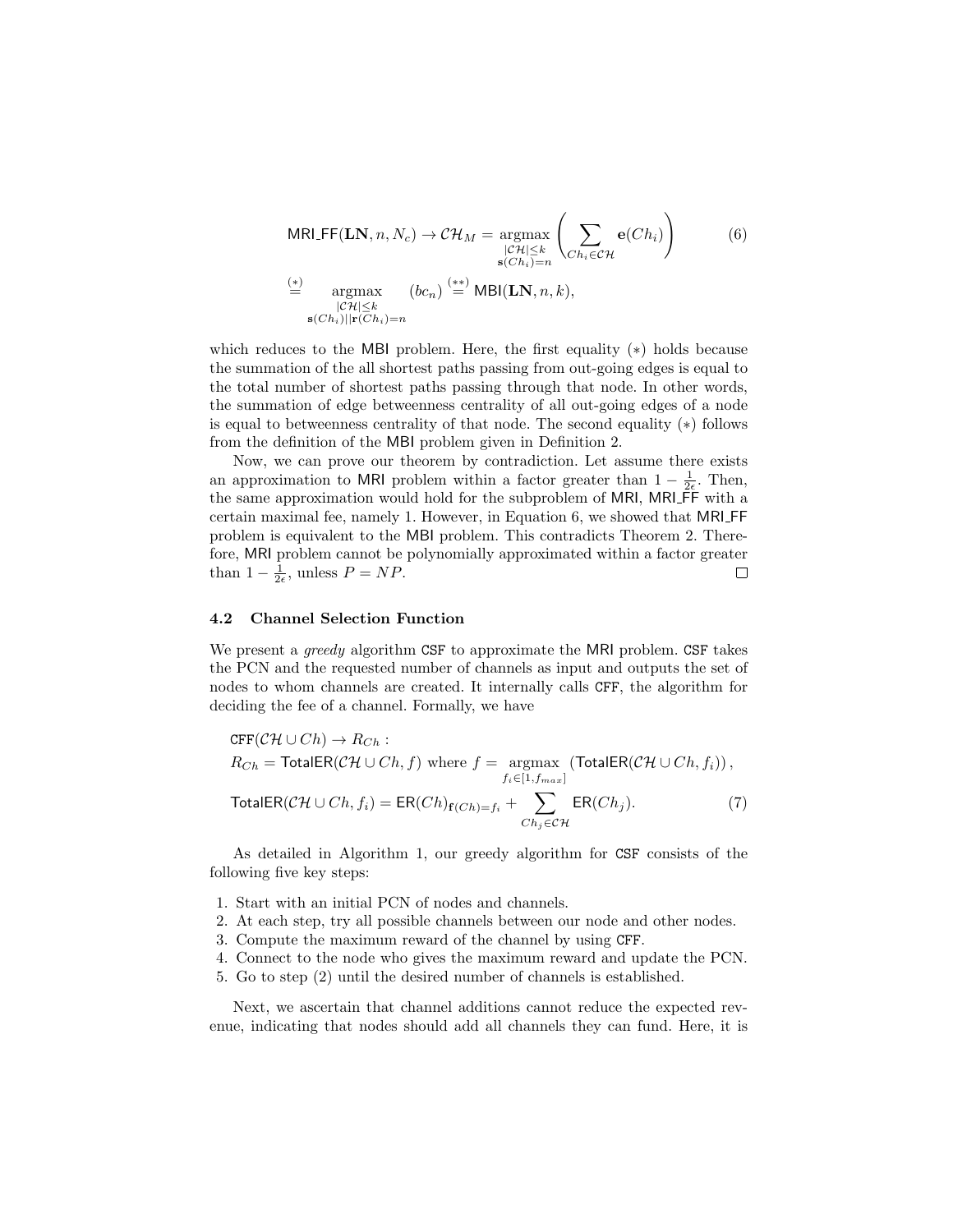$$\mathsf{MRI\_FF}(\mathbf{LN}, n, N_c) \rightarrow \mathcal{CH}_M = \underset{\substack{|\mathcal{CH}| \leq k \\ \mathbf{s}(Ch_i)=n}}{\operatorname{argmax}} \left( \sum_{Ch_i \in \mathcal{CH}} \mathbf{e}(Ch_i) \right) \tag{6}$$

$$\overset{(*)}{=} \underset{\substack{|\mathcal{CH}| \leq k \\ \mathbf{s}(Ch_i)||\mathbf{r}(Ch_i)=n}}{\operatorname{argmax}} (bc_n) \overset{(**)}{=} \mathsf{MBI}(\mathbf{LN}, n, k),$$

which reduces to the MBI problem. Here, the first equality $(*)$ holds because the summation of the all shortest paths passing from out-going edges is equal to the total number of shortest paths passing through that node. In other words, the summation of edge betweenness centrality of all out-going edges of a node is equal to betweenness centrality of that node. The second equality $(*)$ follows from the definition of the MBI problem given in Definition 2.

Now, we can prove our theorem by contradiction. Let assume there exists an approximation to MRI problem within a factor greater than $1 - \frac{1}{2\epsilon}$. Then, the same approximation would hold for the subproblem of MRI, MRI_FF with a certain maximal fee, namely 1. However, in Equation 6, we showed that MRI_FF problem is equivalent to the MBI problem. This contradicts Theorem 2. Therefore, MRI problem cannot be polynomially approximated within a factor greater than $1 - \frac{1}{2\epsilon}$, unless $P = NP$. □

### 4.2 Channel Selection Function

We present a *greedy* algorithm CSF to approximate the MRI problem. CSF takes the PCN and the requested number of channels as input and outputs the set of nodes to whom channels are created. It internally calls CFF, the algorithm for deciding the fee of a channel. Formally, we have

$$\begin{aligned}
&\mathtt{CFF}(\mathcal{CH} \cup Ch) \rightarrow R_{Ch} : \\
&R_{Ch} = \mathsf{TotalER}(\mathcal{CH} \cup Ch, f) \text{ where } f = \underset{f_i \in [1, f_{max}]}{\operatorname{argmax}} \left(\mathsf{TotalER}(\mathcal{CH} \cup Ch, f_i)\right), \\
&\mathsf{TotalER}(\mathcal{CH} \cup Ch, f_i) = \mathsf{ER}(Ch)_{\mathbf{f}(Ch)=f_i} + \sum_{Ch_j \in \mathcal{CH}} \mathsf{ER}(Ch_j).
\end{aligned} \tag{7}$$

As detailed in Algorithm 1, our greedy algorithm for CSF consists of the following five key steps:

1. Start with an initial PCN of nodes and channels.
2. At each step, try all possible channels between our node and other nodes.
3. Compute the maximum reward of the channel by using CFF.
4. Connect to the node who gives the maximum reward and update the PCN.
5. Go to step (2) until the desired number of channels is established.

Next, we ascertain that channel additions cannot reduce the expected revenue, indicating that nodes should add all channels they can fund. Here, it is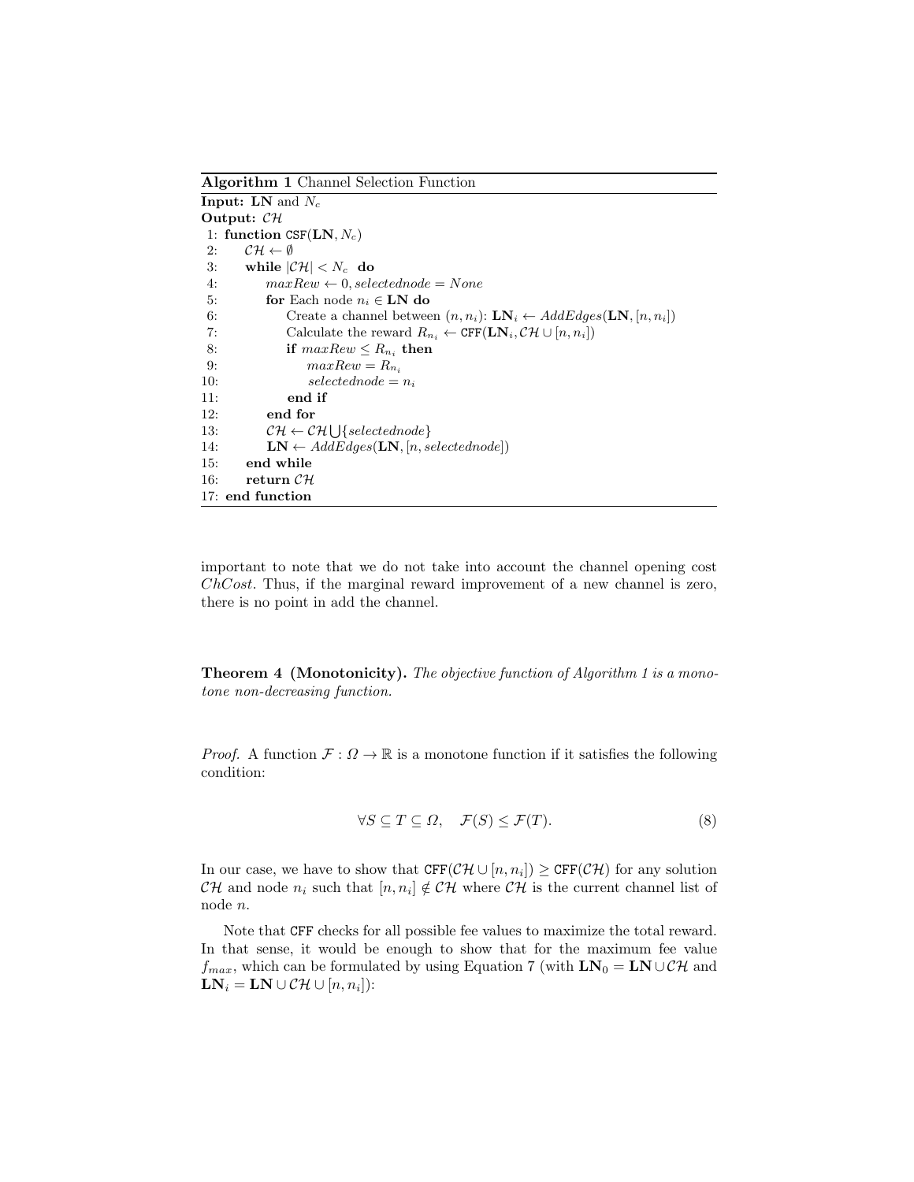**Algorithm 1** Channel Selection Function

**Input:** $\mathbf{LN}$ and $N_c$
**Output:** $\mathcal{CH}$

```
 1: function CSF(LN, N_c)
 2:     CH ← ∅
 3:     while |CH| < N_c do
 4:         maxRew ← 0, selectednode = None
 5:         for Each node n_i ∈ LN do
 6:             Create a channel between (n, n_i): LN_i ← AddEdges(LN, [n, n_i])
 7:             Calculate the reward R_{n_i} ← CFF(LN_i, CH ∪ [n, n_i])
 8:             if maxRew ≤ R_{n_i} then
 9:                 maxRew = R_{n_i}
10:                 selectednode = n_i
11:             end if
12:         end for
13:         CH ← CH ⋃ {selectednode}
14:         LN ← AddEdges(LN, [n, selectednode])
15:     end while
16:     return CH
17: end function
```

important to note that we do not take into account the channel opening cost $ChCost$. Thus, if the marginal reward improvement of a new channel is zero, there is no point in add the channel.

**Theorem 4 (Monotonicity).** *The objective function of Algorithm 1 is a monotone non-decreasing function.*

*Proof.* A function $\mathcal{F} : \Omega \to \mathbb{R}$ is a monotone function if it satisfies the following condition:

$$\forall S \subseteq T \subseteq \Omega, \quad \mathcal{F}(S) \leq \mathcal{F}(T). \tag{8}$$

In our case, we have to show that $\mathtt{CFF}(\mathcal{CH} \cup [n, n_i]) \geq \mathtt{CFF}(\mathcal{CH})$ for any solution $\mathcal{CH}$ and node $n_i$ such that $[n, n_i] \notin \mathcal{CH}$ where $\mathcal{CH}$ is the current channel list of node $n$.

Note that CFF checks for all possible fee values to maximize the total reward. In that sense, it would be enough to show that for the maximum fee value $f_{max}$, which can be formulated by using Equation 7 (with $\mathbf{LN}_0 = \mathbf{LN} \cup \mathcal{CH}$ and $\mathbf{LN}_i = \mathbf{LN} \cup \mathcal{CH} \cup [n, n_i]$):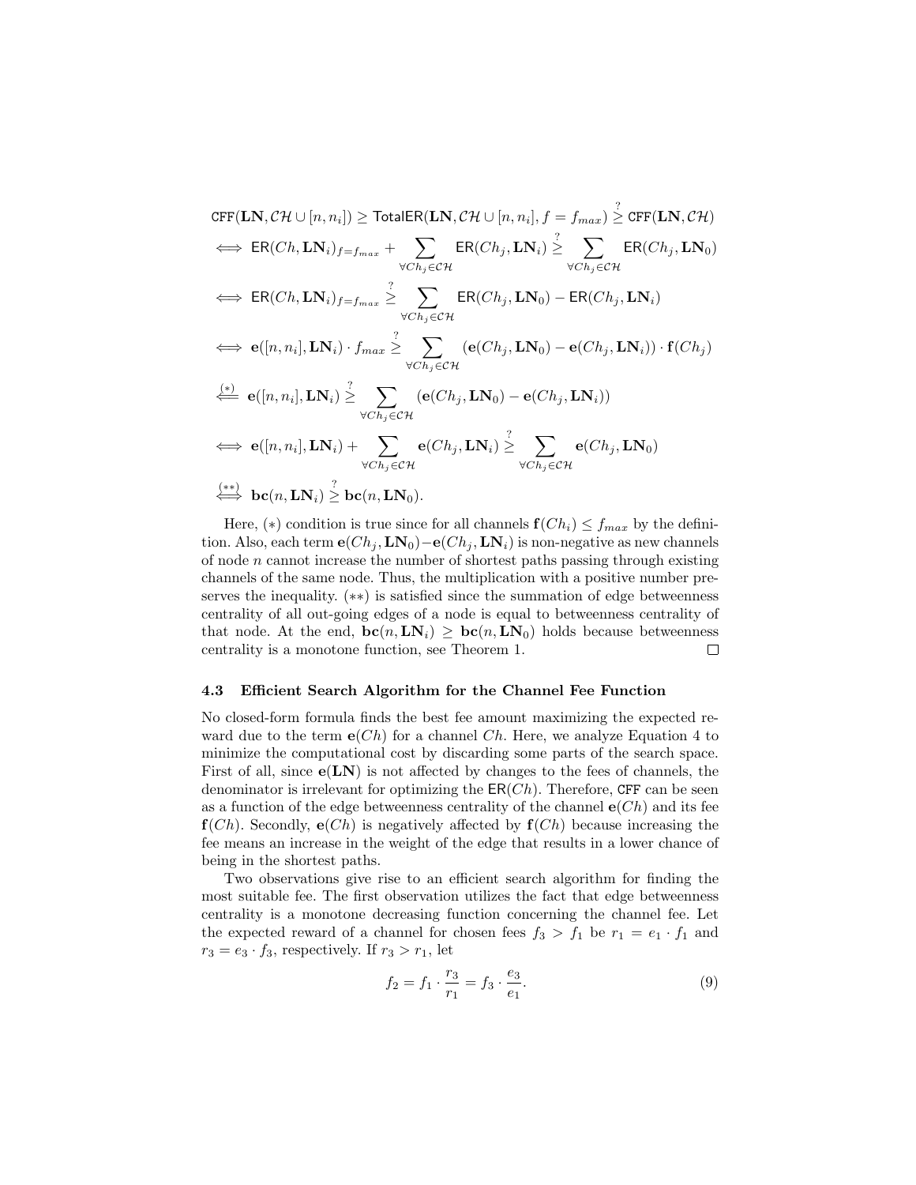$$
\begin{aligned}
&\texttt{CFF}(\mathbf{LN}, \mathcal{CH} \cup [n, n_i]) \geq \mathsf{TotalER}(\mathbf{LN}, \mathcal{CH} \cup [n, n_i], f = f_{max}) \overset{?}{\geq} \texttt{CFF}(\mathbf{LN}, \mathcal{CH}) \\
&\iff \mathsf{ER}(Ch, \mathbf{LN}_i)_{f=f_{max}} + \sum_{\forall Ch_j \in \mathcal{CH}} \mathsf{ER}(Ch_j, \mathbf{LN}_i) \overset{?}{\geq} \sum_{\forall Ch_j \in \mathcal{CH}} \mathsf{ER}(Ch_j, \mathbf{LN}_0) \\
&\iff \mathsf{ER}(Ch, \mathbf{LN}_i)_{f=f_{max}} \overset{?}{\geq} \sum_{\forall Ch_j \in \mathcal{CH}} \mathsf{ER}(Ch_j, \mathbf{LN}_0) - \mathsf{ER}(Ch_j, \mathbf{LN}_i) \\
&\iff \mathbf{e}([n, n_i], \mathbf{LN}_i) \cdot f_{max} \overset{?}{\geq} \sum_{\forall Ch_j \in \mathcal{CH}} (\mathbf{e}(Ch_j, \mathbf{LN}_0) - \mathbf{e}(Ch_j, \mathbf{LN}_i)) \cdot \mathbf{f}(Ch_j) \\
&\overset{(*)}{\Longleftarrow} \mathbf{e}([n, n_i], \mathbf{LN}_i) \overset{?}{\geq} \sum_{\forall Ch_j \in \mathcal{CH}} (\mathbf{e}(Ch_j, \mathbf{LN}_0) - \mathbf{e}(Ch_j, \mathbf{LN}_i)) \\
&\iff \mathbf{e}([n, n_i], \mathbf{LN}_i) + \sum_{\forall Ch_j \in \mathcal{CH}} \mathbf{e}(Ch_j, \mathbf{LN}_i) \overset{?}{\geq} \sum_{\forall Ch_j \in \mathcal{CH}} \mathbf{e}(Ch_j, \mathbf{LN}_0) \\
&\overset{(**)}{\iff} \mathbf{bc}(n, \mathbf{LN}_i) \overset{?}{\geq} \mathbf{bc}(n, \mathbf{LN}_0).
\end{aligned}
$$

Here, $(*)$ condition is true since for all channels $\mathbf{f}(Ch_i) \leq f_{max}$ by the definition. Also, each term $\mathbf{e}(Ch_j, \mathbf{LN}_0) - \mathbf{e}(Ch_j, \mathbf{LN}_i)$ is non-negative as new channels of node $n$ cannot increase the number of shortest paths passing through existing channels of the same node. Thus, the multiplication with a positive number preserves the inequality. $(**)$ is satisfied since the summation of edge betweenness centrality of all out-going edges of a node is equal to betweenness centrality of that node. At the end, $\mathbf{bc}(n, \mathbf{LN}_i) \geq \mathbf{bc}(n, \mathbf{LN}_0)$ holds because betweenness centrality is a monotone function, see Theorem 1. □

### 4.3 Efficient Search Algorithm for the Channel Fee Function

No closed-form formula finds the best fee amount maximizing the expected reward due to the term $\mathbf{e}(Ch)$ for a channel $Ch$. Here, we analyze Equation 4 to minimize the computational cost by discarding some parts of the search space. First of all, since $\mathbf{e}(\mathbf{LN})$ is not affected by changes to the fees of channels, the denominator is irrelevant for optimizing the $\mathsf{ER}(Ch)$. Therefore, CFF can be seen as a function of the edge betweenness centrality of the channel $\mathbf{e}(Ch)$ and its fee $\mathbf{f}(Ch)$. Secondly, $\mathbf{e}(Ch)$ is negatively affected by $\mathbf{f}(Ch)$ because increasing the fee means an increase in the weight of the edge that results in a lower chance of being in the shortest paths.

Two observations give rise to an efficient search algorithm for finding the most suitable fee. The first observation utilizes the fact that edge betweenness centrality is a monotone decreasing function concerning the channel fee. Let the expected reward of a channel for chosen fees $f_3 > f_1$ be $r_1 = e_1 \cdot f_1$ and $r_3 = e_3 \cdot f_3$, respectively. If $r_3 > r_1$, let

$$
f_2 = f_1 \cdot \frac{r_3}{r_1} = f_3 \cdot \frac{e_3}{e_1}. \tag{9}
$$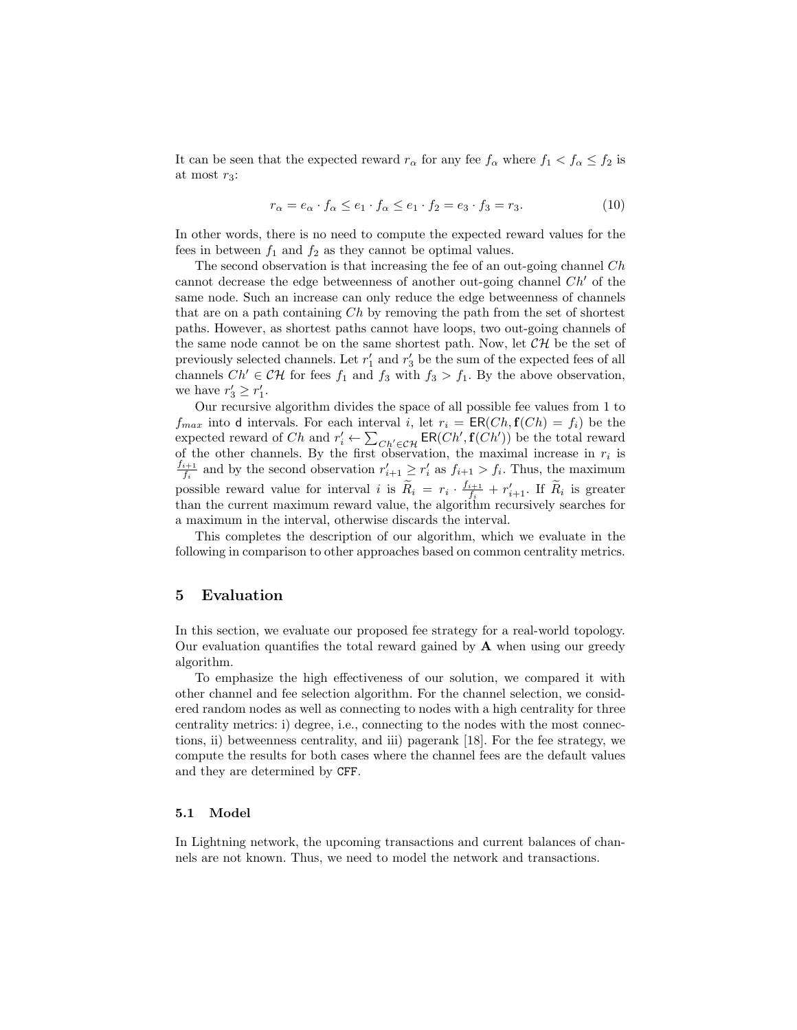It can be seen that the expected reward $r_\alpha$ for any fee $f_\alpha$ where $f_1 < f_\alpha \leq f_2$ is at most $r_3$:

$$r_\alpha = e_\alpha \cdot f_\alpha \leq e_1 \cdot f_\alpha \leq e_1 \cdot f_2 = e_3 \cdot f_3 = r_3. \tag{10}$$

In other words, there is no need to compute the expected reward values for the fees in between $f_1$ and $f_2$ as they cannot be optimal values.

The second observation is that increasing the fee of an out-going channel $Ch$ cannot decrease the edge betweenness of another out-going channel $Ch'$ of the same node. Such an increase can only reduce the edge betweenness of channels that are on a path containing $Ch$ by removing the path from the set of shortest paths. However, as shortest paths cannot have loops, two out-going channels of the same node cannot be on the same shortest path. Now, let $\mathcal{CH}$ be the set of previously selected channels. Let $r'_1$ and $r'_3$ be the sum of the expected fees of all channels $Ch' \in \mathcal{CH}$ for fees $f_1$ and $f_3$ with $f_3 > f_1$. By the above observation, we have $r'_3 \geq r'_1$.

Our recursive algorithm divides the space of all possible fee values from 1 to $f_{max}$ into $\mathsf{d}$ intervals. For each interval $i$, let $r_i = \mathsf{ER}(Ch, \mathbf{f}(Ch) = f_i)$ be the expected reward of $Ch$ and $r'_i \leftarrow \sum_{Ch' \in \mathcal{CH}} \mathsf{ER}(Ch', \mathbf{f}(Ch'))$ be the total reward of the other channels. By the first observation, the maximal increase in $r_i$ is $\frac{f_{i+1}}{f_i}$ and by the second observation $r'_{i+1} \geq r'_i$ as $f_{i+1} > f_i$. Thus, the maximum possible reward value for interval $i$ is $\widetilde{R}_i = r_i \cdot \frac{f_{i+1}}{f_i} + r'_{i+1}$. If $\widetilde{R}_i$ is greater than the current maximum reward value, the algorithm recursively searches for a maximum in the interval, otherwise discards the interval.

This completes the description of our algorithm, which we evaluate in the following in comparison to other approaches based on common centrality metrics.

## 5 Evaluation

In this section, we evaluate our proposed fee strategy for a real-world topology. Our evaluation quantifies the total reward gained by **A** when using our greedy algorithm.

To emphasize the high effectiveness of our solution, we compared it with other channel and fee selection algorithm. For the channel selection, we considered random nodes as well as connecting to nodes with a high centrality for three centrality metrics: i) degree, i.e., connecting to the nodes with the most connections, ii) betweenness centrality, and iii) pagerank [18]. For the fee strategy, we compute the results for both cases where the channel fees are the default values and they are determined by `CFF`.

### 5.1 Model

In Lightning network, the upcoming transactions and current balances of channels are not known. Thus, we need to model the network and transactions.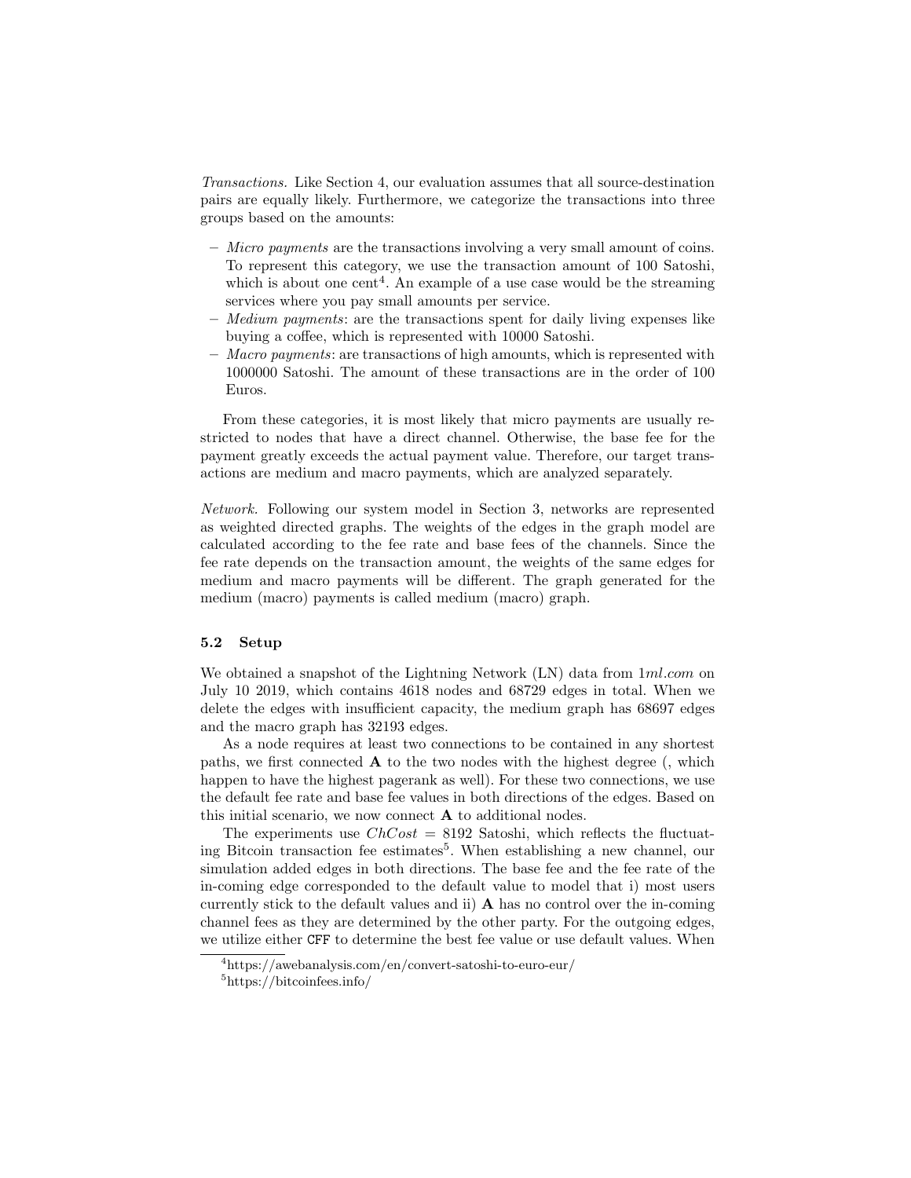*Transactions.* Like Section 4, our evaluation assumes that all source-destination pairs are equally likely. Furthermore, we categorize the transactions into three groups based on the amounts:

- *Micro payments* are the transactions involving a very small amount of coins. To represent this category, we use the transaction amount of 100 Satoshi, which is about one cent[4]. An example of a use case would be the streaming services where you pay small amounts per service.
- *Medium payments*: are the transactions spent for daily living expenses like buying a coffee, which is represented with 10000 Satoshi.
- *Macro payments*: are transactions of high amounts, which is represented with 1000000 Satoshi. The amount of these transactions are in the order of 100 Euros.

From these categories, it is most likely that micro payments are usually restricted to nodes that have a direct channel. Otherwise, the base fee for the payment greatly exceeds the actual payment value. Therefore, our target transactions are medium and macro payments, which are analyzed separately.

*Network.* Following our system model in Section 3, networks are represented as weighted directed graphs. The weights of the edges in the graph model are calculated according to the fee rate and base fees of the channels. Since the fee rate depends on the transaction amount, the weights of the same edges for medium and macro payments will be different. The graph generated for the medium (macro) payments is called medium (macro) graph.

### 5.2 Setup

We obtained a snapshot of the Lightning Network (LN) data from 1*ml.com* on July 10 2019, which contains 4618 nodes and 68729 edges in total. When we delete the edges with insufficient capacity, the medium graph has 68697 edges and the macro graph has 32193 edges.

As a node requires at least two connections to be contained in any shortest paths, we first connected **A** to the two nodes with the highest degree (, which happen to have the highest pagerank as well). For these two connections, we use the default fee rate and base fee values in both directions of the edges. Based on this initial scenario, we now connect **A** to additional nodes.

The experiments use $ChCost$ = 8192 Satoshi, which reflects the fluctuating Bitcoin transaction fee estimates[5]. When establishing a new channel, our simulation added edges in both directions. The base fee and the fee rate of the in-coming edge corresponded to the default value to model that i) most users currently stick to the default values and ii) **A** has no control over the in-coming channel fees as they are determined by the other party. For the outgoing edges, we utilize either `CFF` to determine the best fee value or use default values. When

[4] https://awebanalysis.com/en/convert-satoshi-to-euro-eur/

[5] https://bitcoinfees.info/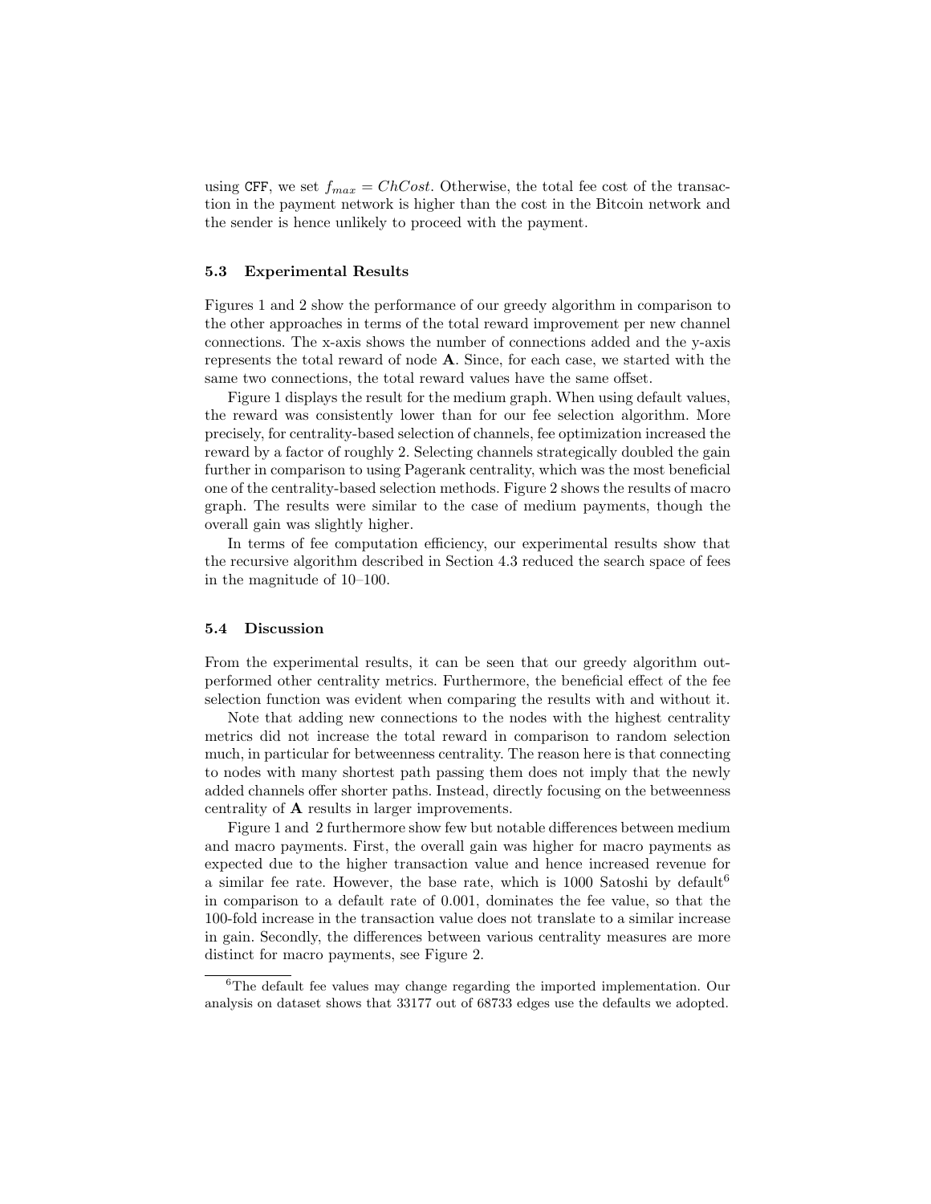using `CFF`, we set $f_{max} = ChCost$. Otherwise, the total fee cost of the transaction in the payment network is higher than the cost in the Bitcoin network and the sender is hence unlikely to proceed with the payment.

### 5.3 Experimental Results

Figures 1 and 2 show the performance of our greedy algorithm in comparison to the other approaches in terms of the total reward improvement per new channel connections. The x-axis shows the number of connections added and the y-axis represents the total reward of node **A**. Since, for each case, we started with the same two connections, the total reward values have the same offset.

Figure 1 displays the result for the medium graph. When using default values, the reward was consistently lower than for our fee selection algorithm. More precisely, for centrality-based selection of channels, fee optimization increased the reward by a factor of roughly 2. Selecting channels strategically doubled the gain further in comparison to using Pagerank centrality, which was the most beneficial one of the centrality-based selection methods. Figure 2 shows the results of macro graph. The results were similar to the case of medium payments, though the overall gain was slightly higher.

In terms of fee computation efficiency, our experimental results show that the recursive algorithm described in Section 4.3 reduced the search space of fees in the magnitude of 10–100.

### 5.4 Discussion

From the experimental results, it can be seen that our greedy algorithm outperformed other centrality metrics. Furthermore, the beneficial effect of the fee selection function was evident when comparing the results with and without it.

Note that adding new connections to the nodes with the highest centrality metrics did not increase the total reward in comparison to random selection much, in particular for betweenness centrality. The reason here is that connecting to nodes with many shortest path passing them does not imply that the newly added channels offer shorter paths. Instead, directly focusing on the betweenness centrality of **A** results in larger improvements.

Figure 1 and 2 furthermore show few but notable differences between medium and macro payments. First, the overall gain was higher for macro payments as expected due to the higher transaction value and hence increased revenue for a similar fee rate. However, the base rate, which is 1000 Satoshi by default[6] in comparison to a default rate of 0.001, dominates the fee value, so that the 100-fold increase in the transaction value does not translate to a similar increase in gain. Secondly, the differences between various centrality measures are more distinct for macro payments, see Figure 2.

[6] The default fee values may change regarding the imported implementation. Our analysis on dataset shows that 33177 out of 68733 edges use the defaults we adopted.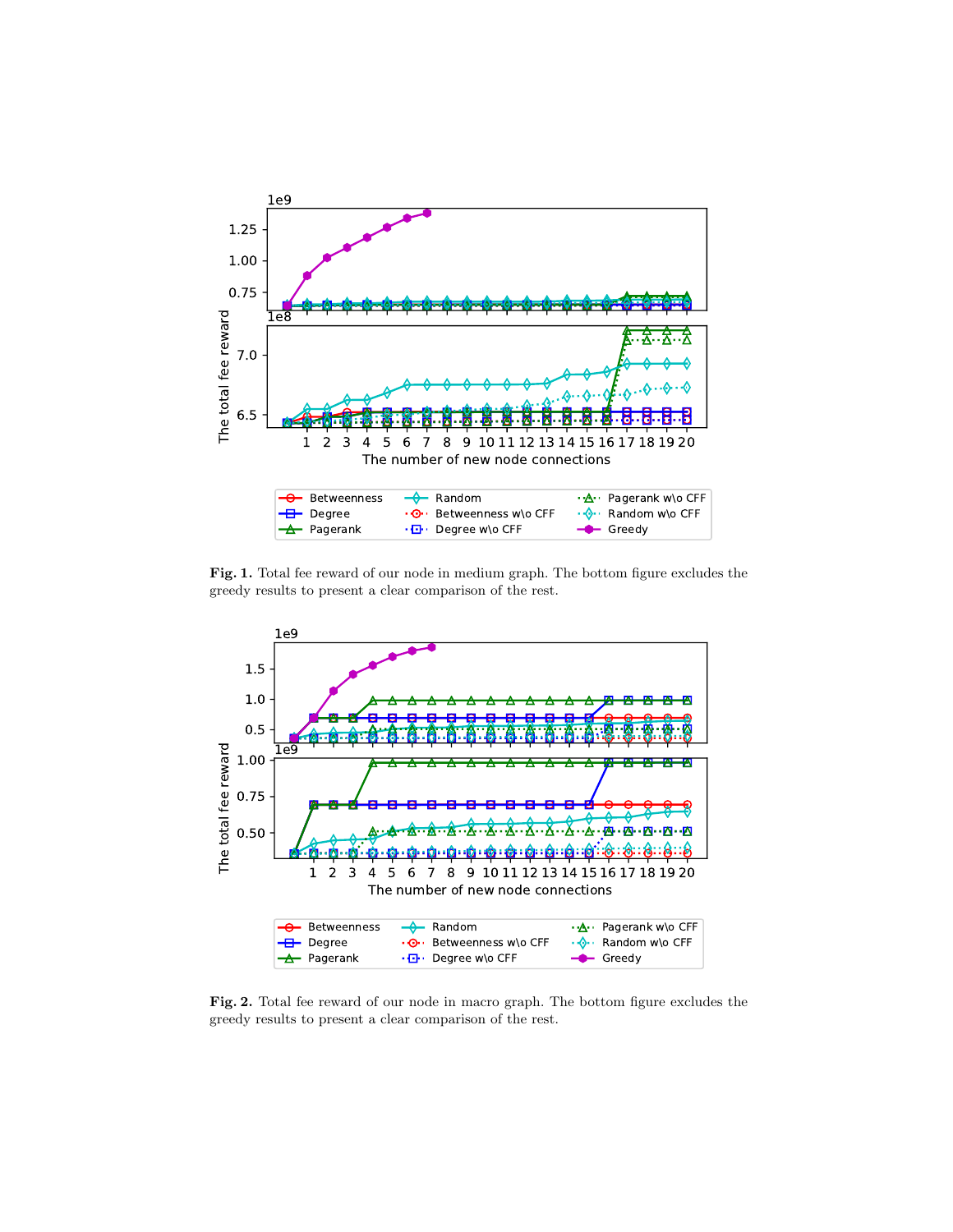**Fig. 1.** Total fee reward of our node in medium graph. The bottom figure excludes the greedy results to present a clear comparison of the rest.

**Fig. 2.** Total fee reward of our node in macro graph. The bottom figure excludes the greedy results to present a clear comparison of the rest.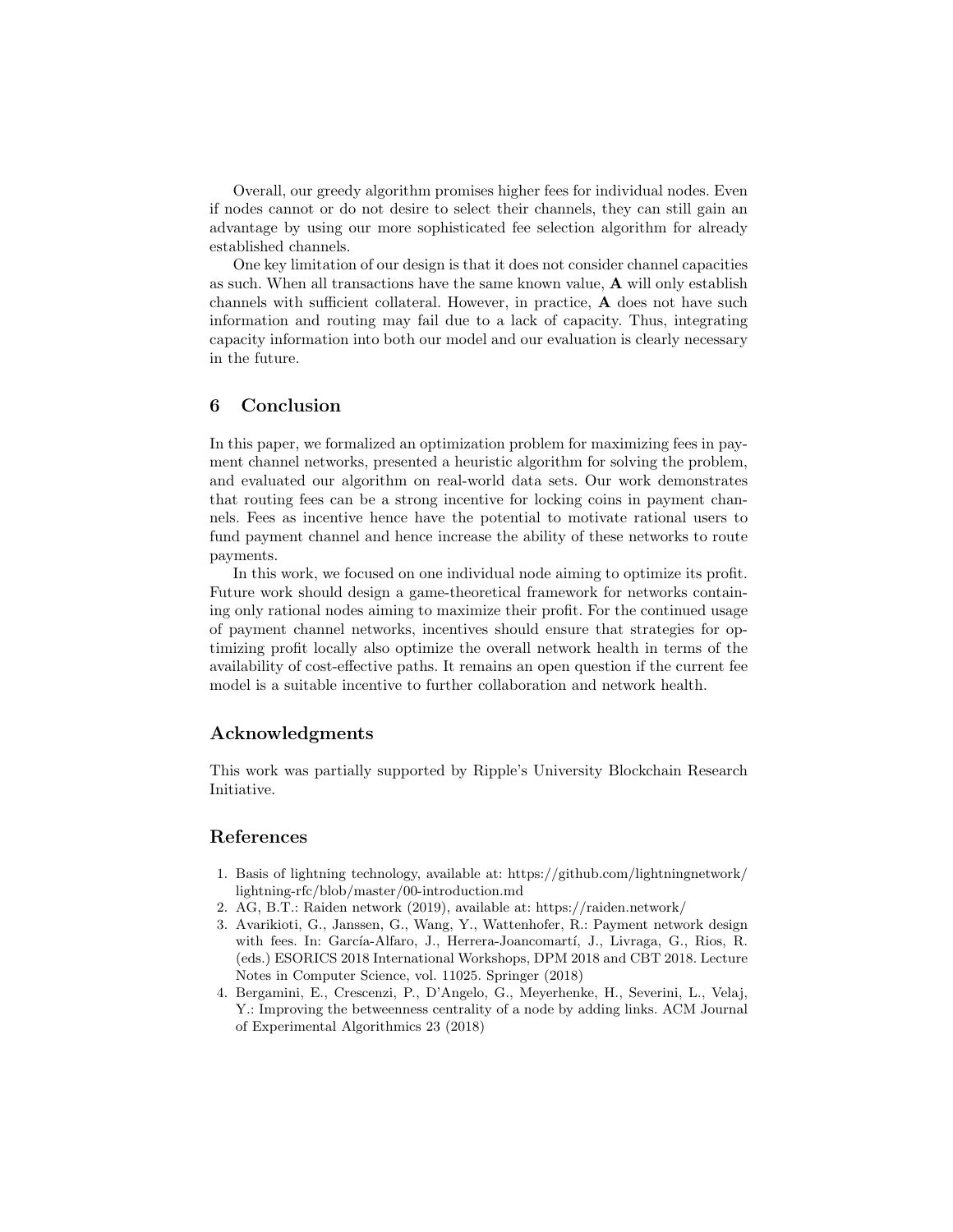Overall, our greedy algorithm promises higher fees for individual nodes. Even if nodes cannot or do not desire to select their channels, they can still gain an advantage by using our more sophisticated fee selection algorithm for already established channels.

One key limitation of our design is that it does not consider channel capacities as such. When all transactions have the same known value, **A** will only establish channels with sufficient collateral. However, in practice, **A** does not have such information and routing may fail due to a lack of capacity. Thus, integrating capacity information into both our model and our evaluation is clearly necessary in the future.

## 6 Conclusion

In this paper, we formalized an optimization problem for maximizing fees in payment channel networks, presented a heuristic algorithm for solving the problem, and evaluated our algorithm on real-world data sets. Our work demonstrates that routing fees can be a strong incentive for locking coins in payment channels. Fees as incentive hence have the potential to motivate rational users to fund payment channel and hence increase the ability of these networks to route payments.

In this work, we focused on one individual node aiming to optimize its profit. Future work should design a game-theoretical framework for networks containing only rational nodes aiming to maximize their profit. For the continued usage of payment channel networks, incentives should ensure that strategies for optimizing profit locally also optimize the overall network health in terms of the availability of cost-effective paths. It remains an open question if the current fee model is a suitable incentive to further collaboration and network health.

## Acknowledgments

This work was partially supported by Ripple's University Blockchain Research Initiative.

## References

1. Basis of lightning technology, available at: https://github.com/lightningnetwork/lightning-rfc/blob/master/00-introduction.md
2. AG, B.T.: Raiden network (2019), available at: https://raiden.network/
3. Avarikioti, G., Janssen, G., Wang, Y., Wattenhofer, R.: Payment network design with fees. In: García-Alfaro, J., Herrera-Joancomartí, J., Livraga, G., Rios, R. (eds.) ESORICS 2018 International Workshops, DPM 2018 and CBT 2018. Lecture Notes in Computer Science, vol. 11025. Springer (2018)
4. Bergamini, E., Crescenzi, P., D'Angelo, G., Meyerhenke, H., Severini, L., Velaj, Y.: Improving the betweenness centrality of a node by adding links. ACM Journal of Experimental Algorithmics 23 (2018)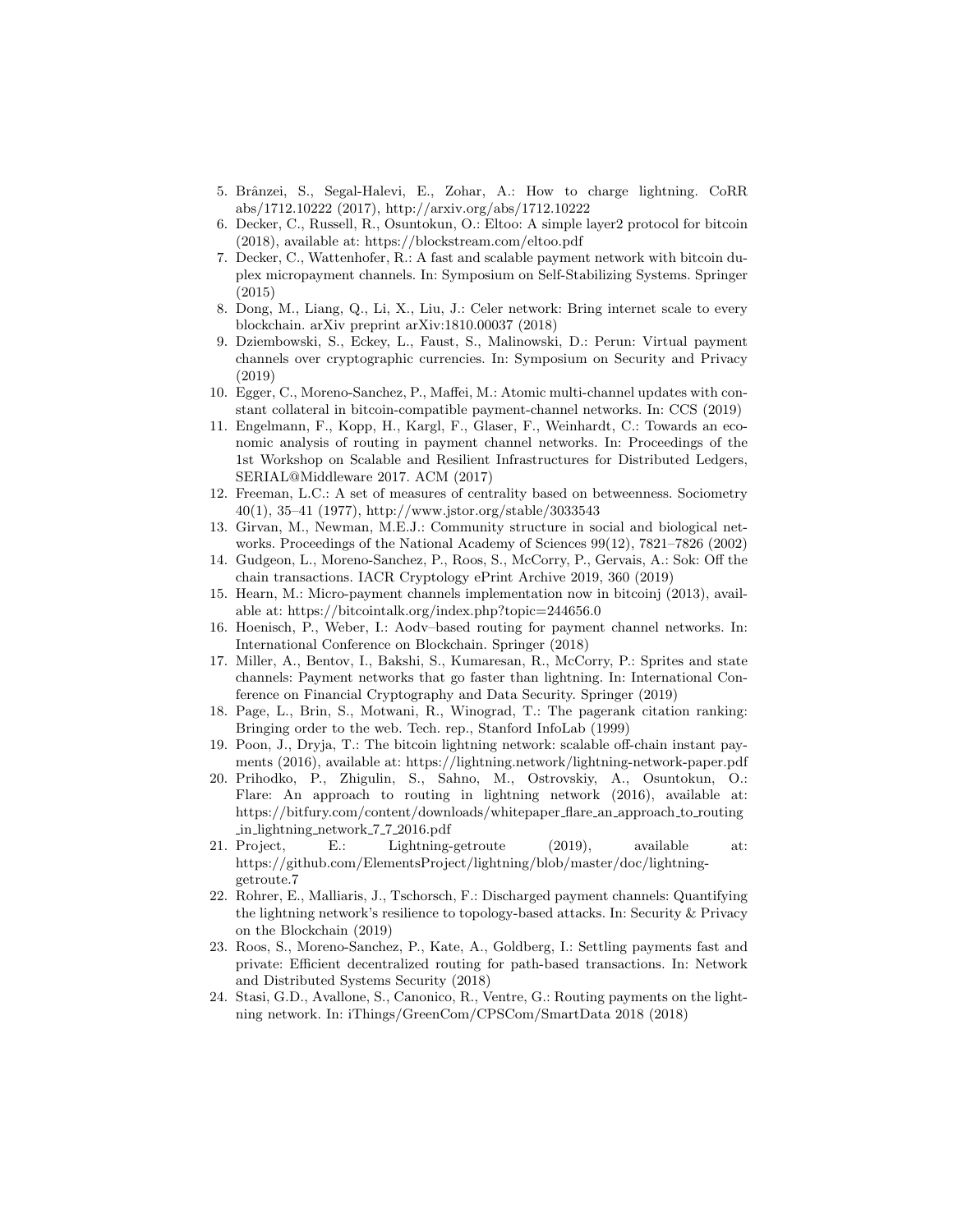5. Brânzei, S., Segal-Halevi, E., Zohar, A.: How to charge lightning. CoRR abs/1712.10222 (2017), http://arxiv.org/abs/1712.10222
6. Decker, C., Russell, R., Osuntokun, O.: Eltoo: A simple layer2 protocol for bitcoin (2018), available at: https://blockstream.com/eltoo.pdf
7. Decker, C., Wattenhofer, R.: A fast and scalable payment network with bitcoin duplex micropayment channels. In: Symposium on Self-Stabilizing Systems. Springer (2015)
8. Dong, M., Liang, Q., Li, X., Liu, J.: Celer network: Bring internet scale to every blockchain. arXiv preprint arXiv:1810.00037 (2018)
9. Dziembowski, S., Eckey, L., Faust, S., Malinowski, D.: Perun: Virtual payment channels over cryptographic currencies. In: Symposium on Security and Privacy (2019)
10. Egger, C., Moreno-Sanchez, P., Maffei, M.: Atomic multi-channel updates with constant collateral in bitcoin-compatible payment-channel networks. In: CCS (2019)
11. Engelmann, F., Kopp, H., Kargl, F., Glaser, F., Weinhardt, C.: Towards an economic analysis of routing in payment channel networks. In: Proceedings of the 1st Workshop on Scalable and Resilient Infrastructures for Distributed Ledgers, SERIAL@Middleware 2017. ACM (2017)
12. Freeman, L.C.: A set of measures of centrality based on betweenness. Sociometry 40(1), 35–41 (1977), http://www.jstor.org/stable/3033543
13. Girvan, M., Newman, M.E.J.: Community structure in social and biological networks. Proceedings of the National Academy of Sciences 99(12), 7821–7826 (2002)
14. Gudgeon, L., Moreno-Sanchez, P., Roos, S., McCorry, P., Gervais, A.: Sok: Off the chain transactions. IACR Cryptology ePrint Archive 2019, 360 (2019)
15. Hearn, M.: Micro-payment channels implementation now in bitcoinj (2013), available at: https://bitcointalk.org/index.php?topic=244656.0
16. Hoenisch, P., Weber, I.: Aodv–based routing for payment channel networks. In: International Conference on Blockchain. Springer (2018)
17. Miller, A., Bentov, I., Bakshi, S., Kumaresan, R., McCorry, P.: Sprites and state channels: Payment networks that go faster than lightning. In: International Conference on Financial Cryptography and Data Security. Springer (2019)
18. Page, L., Brin, S., Motwani, R., Winograd, T.: The pagerank citation ranking: Bringing order to the web. Tech. rep., Stanford InfoLab (1999)
19. Poon, J., Dryja, T.: The bitcoin lightning network: scalable off-chain instant payments (2016), available at: https://lightning.network/lightning-network-paper.pdf
20. Prihodko, P., Zhigulin, S., Sahno, M., Ostrovskiy, A., Osuntokun, O.: Flare: An approach to routing in lightning network (2016), available at: https://bitfury.com/content/downloads/whitepaper_flare_an_approach_to_routing_in_lightning_network_7_7_2016.pdf
21. Project, E.: Lightning-getroute (2019), available at: https://github.com/ElementsProject/lightning/blob/master/doc/lightning-getroute.7
22. Rohrer, E., Malliaris, J., Tschorsch, F.: Discharged payment channels: Quantifying the lightning network's resilience to topology-based attacks. In: Security & Privacy on the Blockchain (2019)
23. Roos, S., Moreno-Sanchez, P., Kate, A., Goldberg, I.: Settling payments fast and private: Efficient decentralized routing for path-based transactions. In: Network and Distributed Systems Security (2018)
24. Stasi, G.D., Avallone, S., Canonico, R., Ventre, G.: Routing payments on the lightning network. In: iThings/GreenCom/CPSCom/SmartData 2018 (2018)